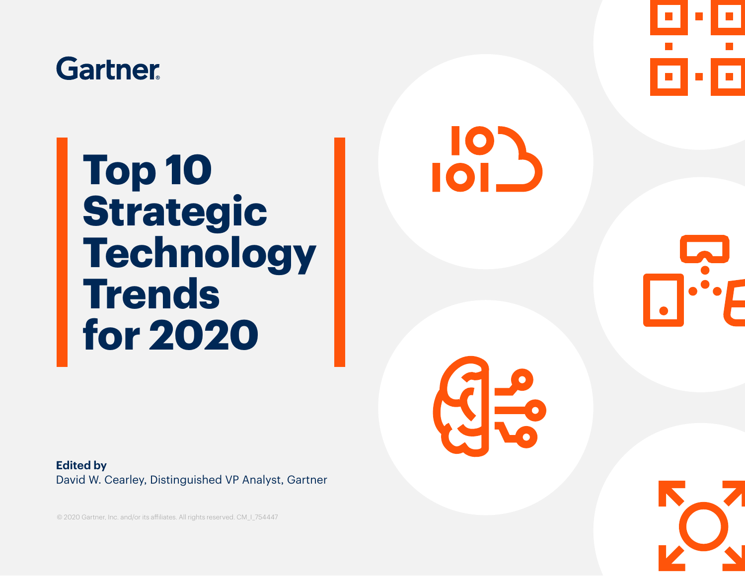Gartner

# Top 10 Strategic Technology Trends for 2020

**Edited by**
David W. Cearley, Distinguished VP Analyst, Gartner

© 2020 Gartner, Inc. and/or its affiliates. All rights reserved. CM_I_754447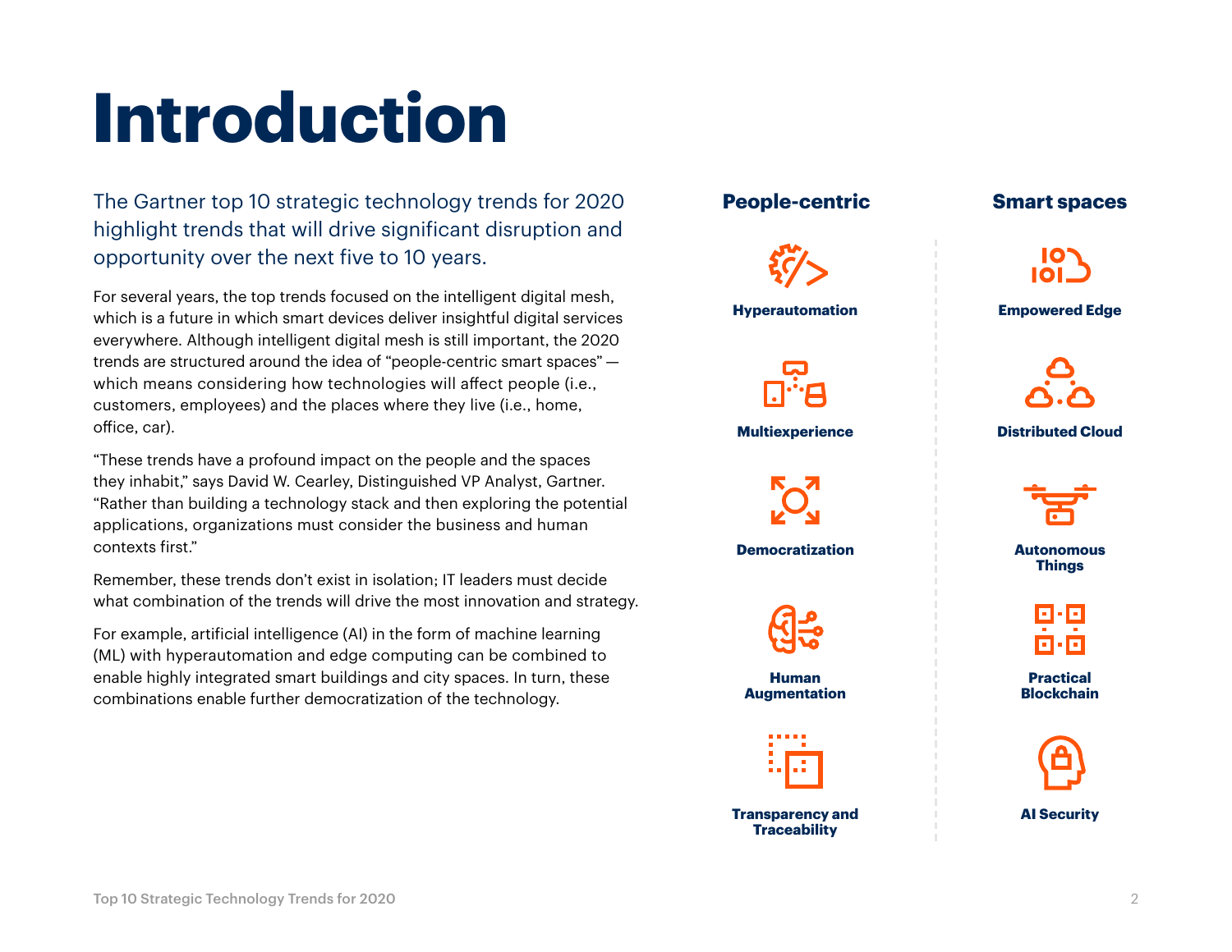# Introduction

The Gartner top 10 strategic technology trends for 2020 highlight trends that will drive significant disruption and opportunity over the next five to 10 years.

For several years, the top trends focused on the intelligent digital mesh, which is a future in which smart devices deliver insightful digital services everywhere. Although intelligent digital mesh is still important, the 2020 trends are structured around the idea of "people-centric smart spaces" — which means considering how technologies will affect people (i.e., customers, employees) and the places where they live (i.e., home, office, car).

"These trends have a profound impact on the people and the spaces they inhabit," says David W. Cearley, Distinguished VP Analyst, Gartner. "Rather than building a technology stack and then exploring the potential applications, organizations must consider the business and human contexts first."

Remember, these trends don't exist in isolation; IT leaders must decide what combination of the trends will drive the most innovation and strategy.

For example, artificial intelligence (AI) in the form of machine learning (ML) with hyperautomation and edge computing can be combined to enable highly integrated smart buildings and city spaces. In turn, these combinations enable further democratization of the technology.

| People-centric | Smart spaces |
| --- | --- |
| Hyperautomation | Empowered Edge |
| Multiexperience | Distributed Cloud |
| Democratization | Autonomous Things |
| Human Augmentation | Practical Blockchain |
| Transparency and Traceability | AI Security |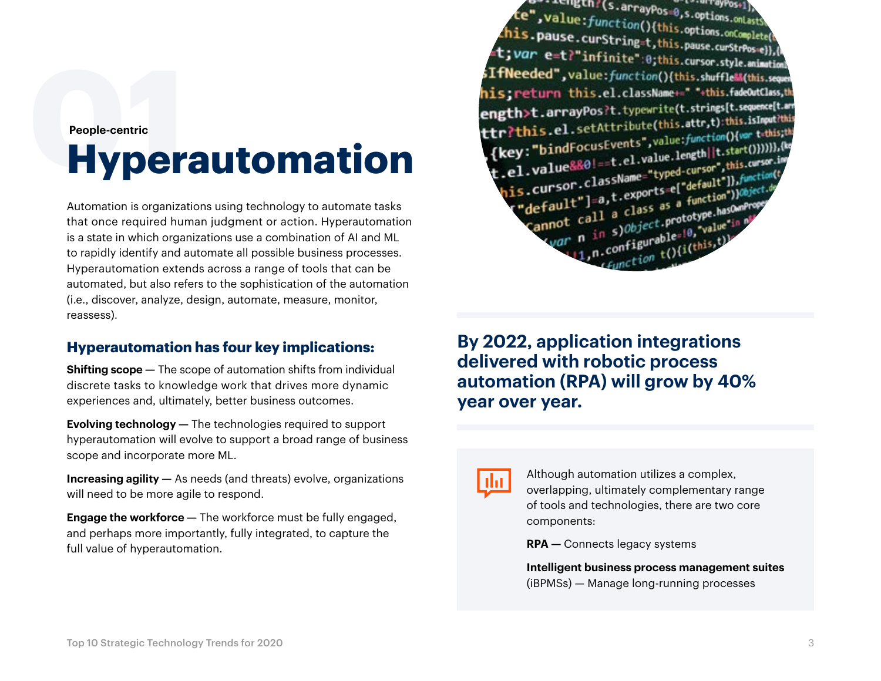01

People-centric

# Hyperautomation

Automation is organizations using technology to automate tasks that once required human judgment or action. Hyperautomation is a state in which organizations use a combination of AI and ML to rapidly identify and automate all possible business processes. Hyperautomation extends across a range of tools that can be automated, but also refers to the sophistication of the automation (i.e., discover, analyze, design, automate, measure, monitor, reassess).

## Hyperautomation has four key implications:

**Shifting scope** — The scope of automation shifts from individual discrete tasks to knowledge work that drives more dynamic experiences and, ultimately, better business outcomes.

**Evolving technology** — The technologies required to support hyperautomation will evolve to support a broad range of business scope and incorporate more ML.

**Increasing agility** — As needs (and threats) evolve, organizations will need to be more agile to respond.

**Engage the workforce** — The workforce must be fully engaged, and perhaps more importantly, fully integrated, to capture the full value of hyperautomation.

## By 2022, application integrations delivered with robotic process automation (RPA) will grow by 40% year over year.

Although automation utilizes a complex, overlapping, ultimately complementary range of tools and technologies, there are two core components:

**RPA —** Connects legacy systems

**Intelligent business process management suites** (iBPMSs) — Manage long-running processes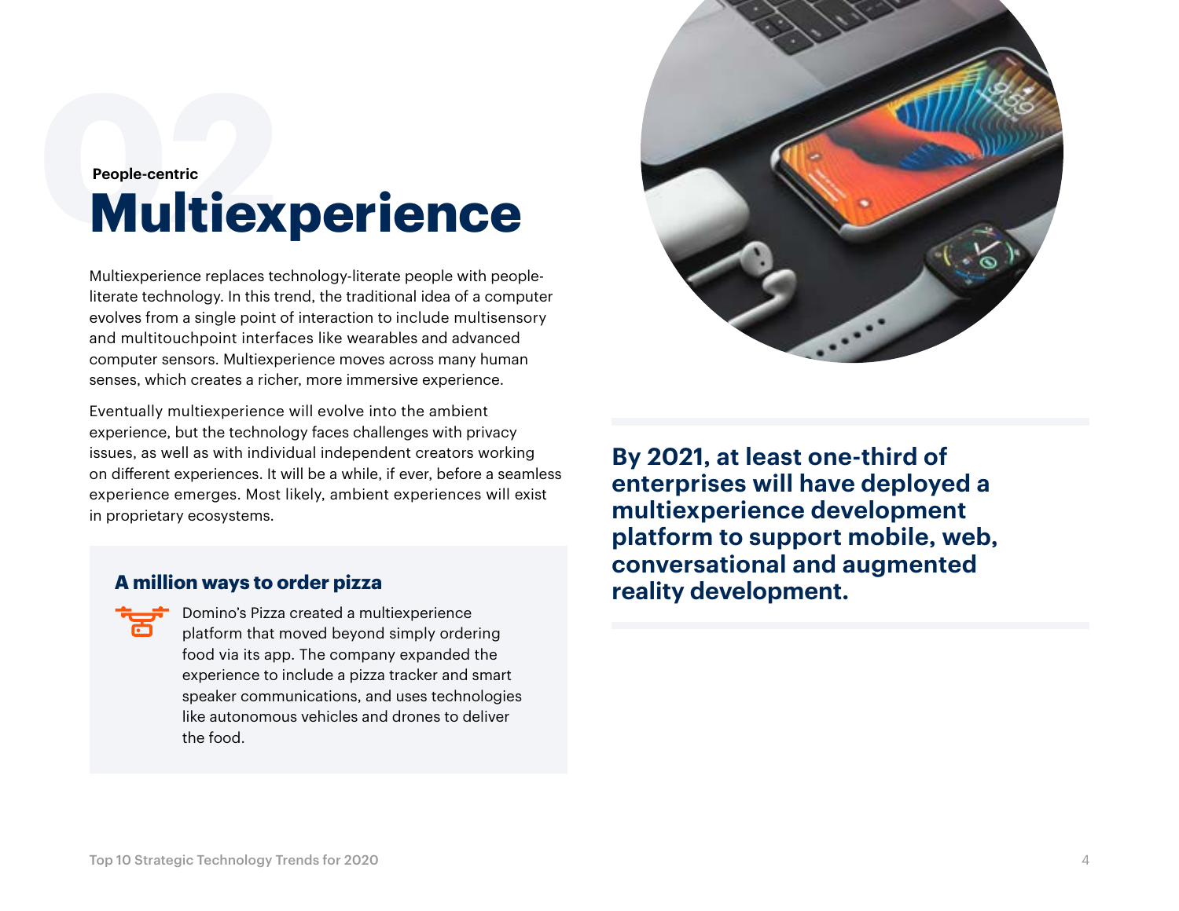# 02

People-centric

# Multiexperience

Multiexperience replaces technology-literate people with people-literate technology. In this trend, the traditional idea of a computer evolves from a single point of interaction to include multisensory and multitouchpoint interfaces like wearables and advanced computer sensors. Multiexperience moves across many human senses, which creates a richer, more immersive experience.

Eventually multiexperience will evolve into the ambient experience, but the technology faces challenges with privacy issues, as well as with individual independent creators working on different experiences. It will be a while, if ever, before a seamless experience emerges. Most likely, ambient experiences will exist in proprietary ecosystems.

### A million ways to order pizza

Domino's Pizza created a multiexperience platform that moved beyond simply ordering food via its app. The company expanded the experience to include a pizza tracker and smart speaker communications, and uses technologies like autonomous vehicles and drones to deliver the food.

**By 2021, at least one-third of enterprises will have deployed a multiexperience development platform to support mobile, web, conversational and augmented reality development.**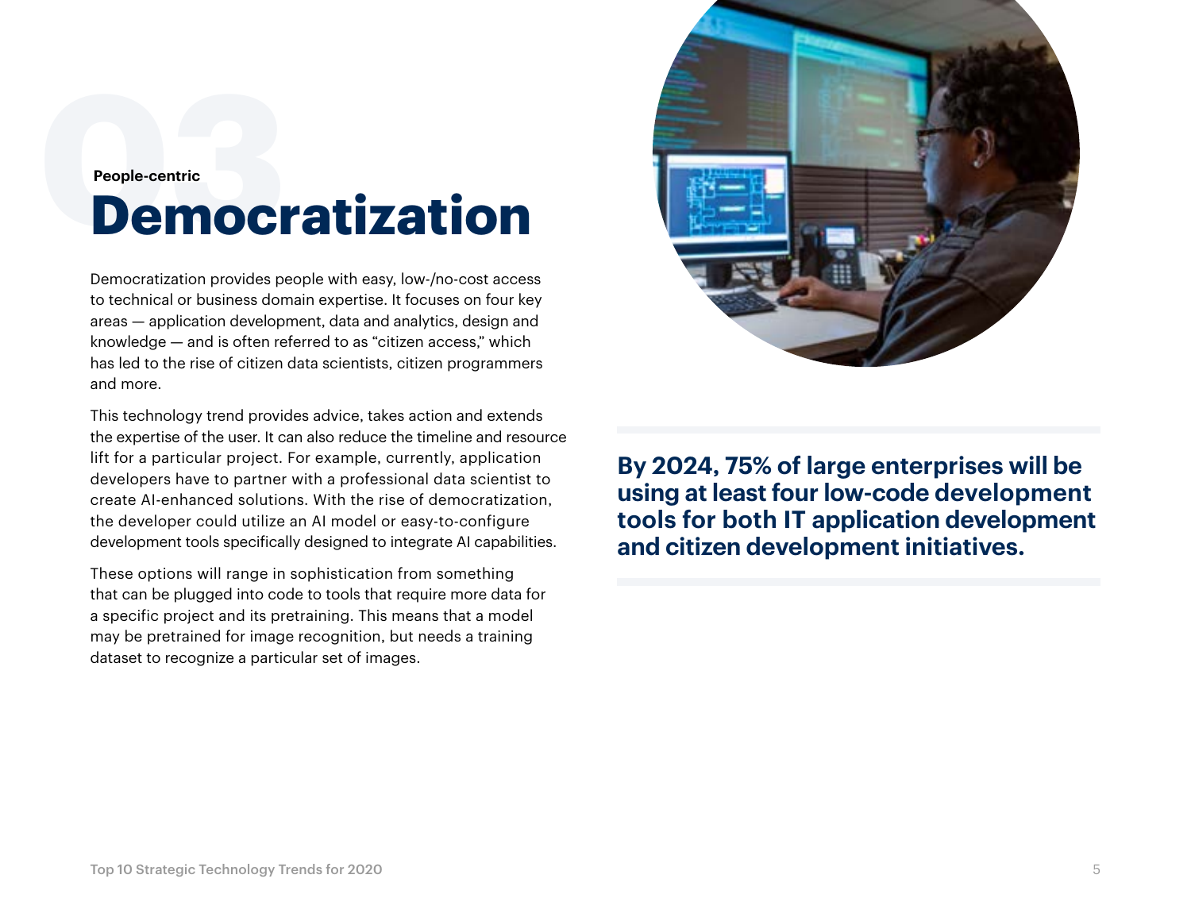03

People-centric

# Democratization

Democratization provides people with easy, low-/no-cost access to technical or business domain expertise. It focuses on four key areas — application development, data and analytics, design and knowledge — and is often referred to as "citizen access," which has led to the rise of citizen data scientists, citizen programmers and more.

This technology trend provides advice, takes action and extends the expertise of the user. It can also reduce the timeline and resource lift for a particular project. For example, currently, application developers have to partner with a professional data scientist to create AI-enhanced solutions. With the rise of democratization, the developer could utilize an AI model or easy-to-configure development tools specifically designed to integrate AI capabilities.

These options will range in sophistication from something that can be plugged into code to tools that require more data for a specific project and its pretraining. This means that a model may be pretrained for image recognition, but needs a training dataset to recognize a particular set of images.

**By 2024, 75% of large enterprises will be using at least four low-code development tools for both IT application development and citizen development initiatives.**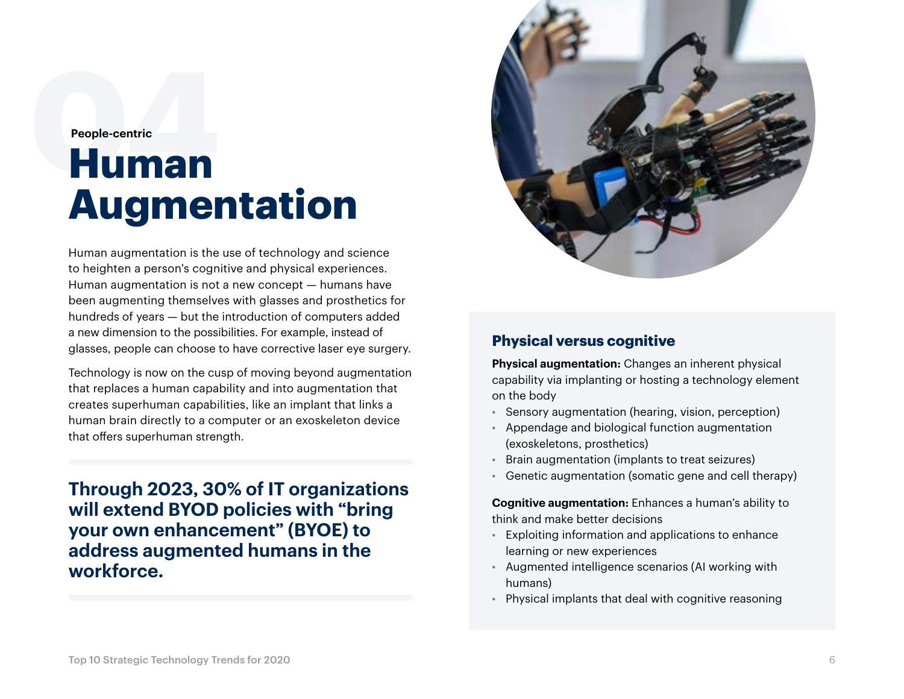04

People-centric

# Human Augmentation

Human augmentation is the use of technology and science to heighten a person's cognitive and physical experiences. Human augmentation is not a new concept — humans have been augmenting themselves with glasses and prosthetics for hundreds of years — but the introduction of computers added a new dimension to the possibilities. For example, instead of glasses, people can choose to have corrective laser eye surgery.

Technology is now on the cusp of moving beyond augmentation that replaces a human capability and into augmentation that creates superhuman capabilities, like an implant that links a human brain directly to a computer or an exoskeleton device that offers superhuman strength.

**Through 2023, 30% of IT organizations will extend BYOD policies with "bring your own enhancement" (BYOE) to address augmented humans in the workforce.**

### Physical versus cognitive

**Physical augmentation:** Changes an inherent physical capability via implanting or hosting a technology element on the body

- Sensory augmentation (hearing, vision, perception)
- Appendage and biological function augmentation (exoskeletons, prosthetics)
- Brain augmentation (implants to treat seizures)
- Genetic augmentation (somatic gene and cell therapy)

**Cognitive augmentation:** Enhances a human's ability to think and make better decisions

- Exploiting information and applications to enhance learning or new experiences
- Augmented intelligence scenarios (AI working with humans)
- Physical implants that deal with cognitive reasoning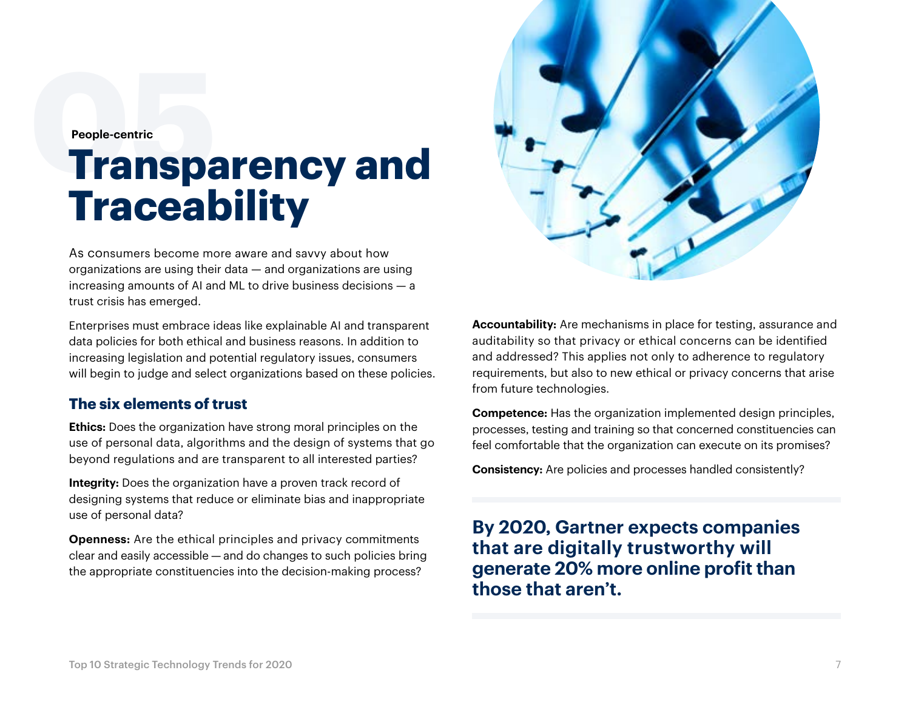05

People-centric

# Transparency and Traceability

As consumers become more aware and savvy about how organizations are using their data — and organizations are using increasing amounts of AI and ML to drive business decisions — a trust crisis has emerged.

Enterprises must embrace ideas like explainable AI and transparent data policies for both ethical and business reasons. In addition to increasing legislation and potential regulatory issues, consumers will begin to judge and select organizations based on these policies.

## The six elements of trust

**Ethics:** Does the organization have strong moral principles on the use of personal data, algorithms and the design of systems that go beyond regulations and are transparent to all interested parties?

**Integrity:** Does the organization have a proven track record of designing systems that reduce or eliminate bias and inappropriate use of personal data?

**Openness:** Are the ethical principles and privacy commitments clear and easily accessible — and do changes to such policies bring the appropriate constituencies into the decision-making process?

**Accountability:** Are mechanisms in place for testing, assurance and auditability so that privacy or ethical concerns can be identified and addressed? This applies not only to adherence to regulatory requirements, but also to new ethical or privacy concerns that arise from future technologies.

**Competence:** Has the organization implemented design principles, processes, testing and training so that concerned constituencies can feel comfortable that the organization can execute on its promises?

**Consistency:** Are policies and processes handled consistently?

**By 2020, Gartner expects companies that are digitally trustworthy will generate 20% more online profit than those that aren't.**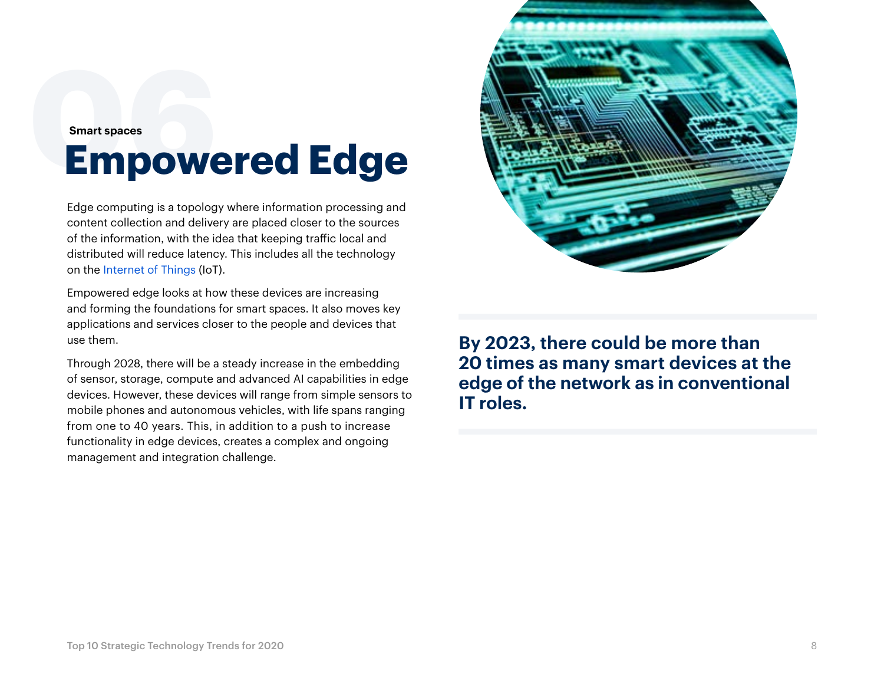06

Smart spaces

# Empowered Edge

Edge computing is a topology where information processing and content collection and delivery are placed closer to the sources of the information, with the idea that keeping traffic local and distributed will reduce latency. This includes all the technology on the Internet of Things (IoT).

Empowered edge looks at how these devices are increasing and forming the foundations for smart spaces. It also moves key applications and services closer to the people and devices that use them.

Through 2028, there will be a steady increase in the embedding of sensor, storage, compute and advanced AI capabilities in edge devices. However, these devices will range from simple sensors to mobile phones and autonomous vehicles, with life spans ranging from one to 40 years. This, in addition to a push to increase functionality in edge devices, creates a complex and ongoing management and integration challenge.

**By 2023, there could be more than 20 times as many smart devices at the edge of the network as in conventional IT roles.**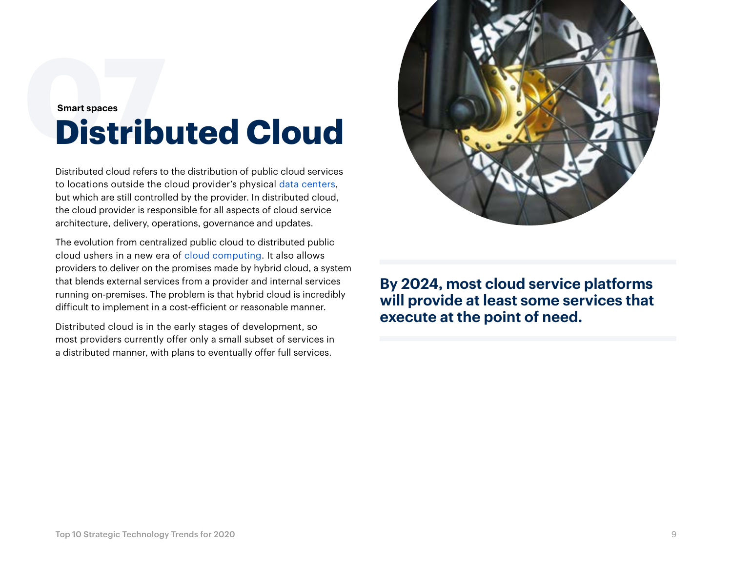07

Smart spaces

# Distributed Cloud

Distributed cloud refers to the distribution of public cloud services to locations outside the cloud provider's physical data centers, but which are still controlled by the provider. In distributed cloud, the cloud provider is responsible for all aspects of cloud service architecture, delivery, operations, governance and updates.

The evolution from centralized public cloud to distributed public cloud ushers in a new era of cloud computing. It also allows providers to deliver on the promises made by hybrid cloud, a system that blends external services from a provider and internal services running on-premises. The problem is that hybrid cloud is incredibly difficult to implement in a cost-efficient or reasonable manner.

Distributed cloud is in the early stages of development, so most providers currently offer only a small subset of services in a distributed manner, with plans to eventually offer full services.

**By 2024, most cloud service platforms will provide at least some services that execute at the point of need.**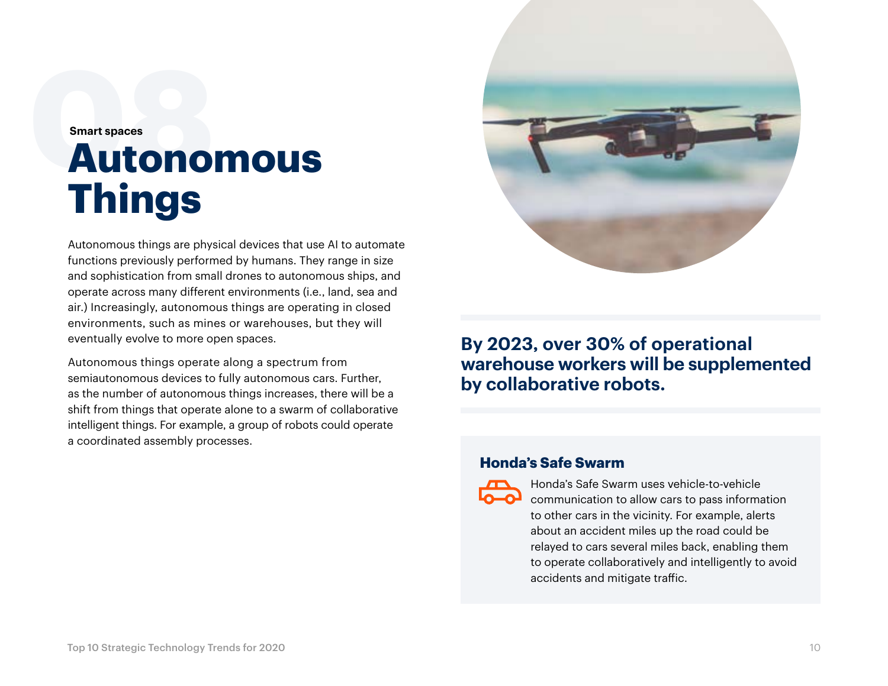Smart spaces

# Autonomous Things

Autonomous things are physical devices that use AI to automate functions previously performed by humans. They range in size and sophistication from small drones to autonomous ships, and operate across many different environments (i.e., land, sea and air.) Increasingly, autonomous things are operating in closed environments, such as mines or warehouses, but they will eventually evolve to more open spaces.

Autonomous things operate along a spectrum from semiautonomous devices to fully autonomous cars. Further, as the number of autonomous things increases, there will be a shift from things that operate alone to a swarm of collaborative intelligent things. For example, a group of robots could operate a coordinated assembly processes.

**By 2023, over 30% of operational warehouse workers will be supplemented by collaborative robots.**

### Honda's Safe Swarm

Honda's Safe Swarm uses vehicle-to-vehicle communication to allow cars to pass information to other cars in the vicinity. For example, alerts about an accident miles up the road could be relayed to cars several miles back, enabling them to operate collaboratively and intelligently to avoid accidents and mitigate traffic.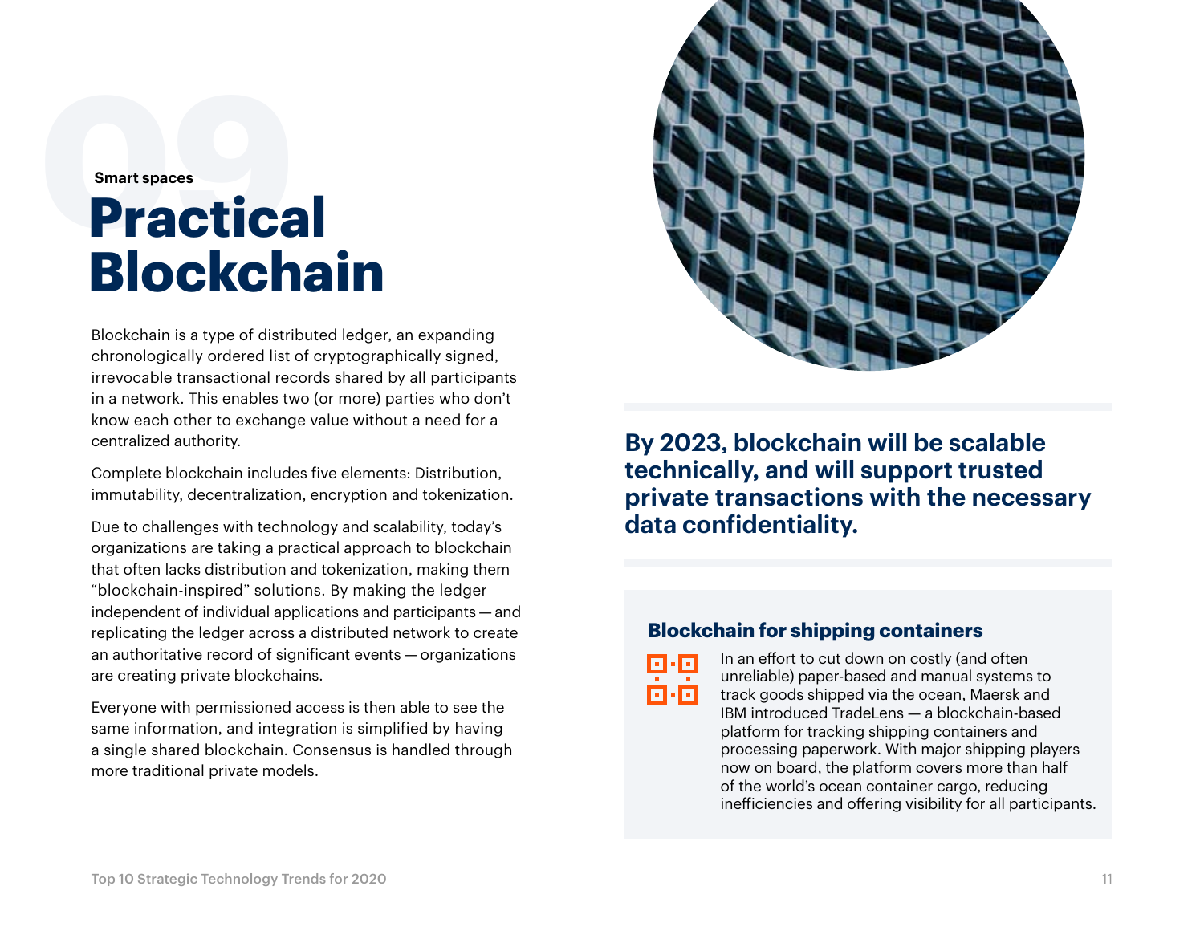Smart spaces

# Practical Blockchain

Blockchain is a type of distributed ledger, an expanding chronologically ordered list of cryptographically signed, irrevocable transactional records shared by all participants in a network. This enables two (or more) parties who don't know each other to exchange value without a need for a centralized authority.

Complete blockchain includes five elements: Distribution, immutability, decentralization, encryption and tokenization.

Due to challenges with technology and scalability, today's organizations are taking a practical approach to blockchain that often lacks distribution and tokenization, making them "blockchain-inspired" solutions. By making the ledger independent of individual applications and participants — and replicating the ledger across a distributed network to create an authoritative record of significant events — organizations are creating private blockchains.

Everyone with permissioned access is then able to see the same information, and integration is simplified by having a single shared blockchain. Consensus is handled through more traditional private models.

**By 2023, blockchain will be scalable technically, and will support trusted private transactions with the necessary data confidentiality.**

## Blockchain for shipping containers

In an effort to cut down on costly (and often unreliable) paper-based and manual systems to track goods shipped via the ocean, Maersk and IBM introduced TradeLens — a blockchain-based platform for tracking shipping containers and processing paperwork. With major shipping players now on board, the platform covers more than half of the world's ocean container cargo, reducing inefficiencies and offering visibility for all participants.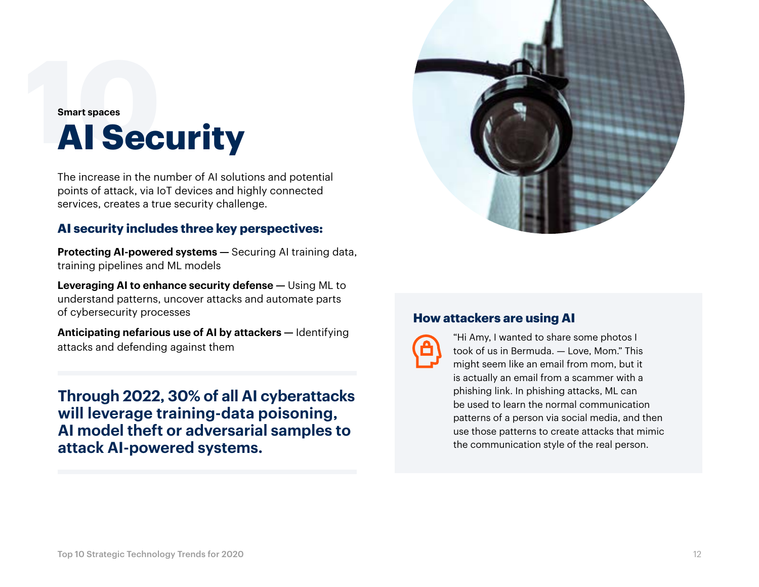Smart spaces

# AI Security

The increase in the number of AI solutions and potential points of attack, via IoT devices and highly connected services, creates a true security challenge.

### AI security includes three key perspectives:

**Protecting AI-powered systems** — Securing AI training data, training pipelines and ML models

**Leveraging AI to enhance security defense** — Using ML to understand patterns, uncover attacks and automate parts of cybersecurity processes

**Anticipating nefarious use of AI by attackers** — Identifying attacks and defending against them

**Through 2022, 30% of all AI cyberattacks will leverage training-data poisoning, AI model theft or adversarial samples to attack AI-powered systems.**

### How attackers are using AI

"Hi Amy, I wanted to share some photos I took of us in Bermuda. — Love, Mom." This might seem like an email from mom, but it is actually an email from a scammer with a phishing link. In phishing attacks, ML can be used to learn the normal communication patterns of a person via social media, and then use those patterns to create attacks that mimic the communication style of the real person.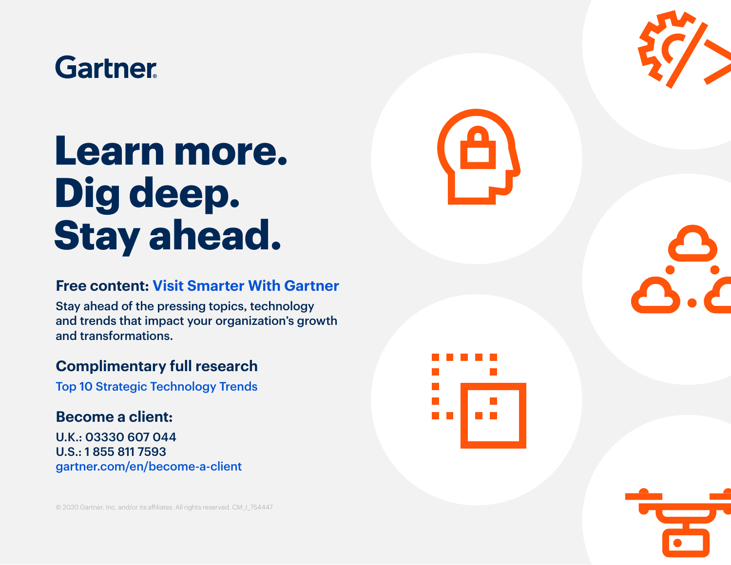Gartner

# Learn more.
# Dig deep.
# Stay ahead.

**Free content: Visit Smarter With Gartner**

Stay ahead of the pressing topics, technology and trends that impact your organization's growth and transformations.

**Complimentary full research**

Top 10 Strategic Technology Trends

**Become a client:**

U.K.: 03330 607 044
U.S.: 1 855 811 7593
gartner.com/en/become-a-client

© 2020 Gartner, Inc. and/or its affiliates. All rights reserved. CM_I_754447